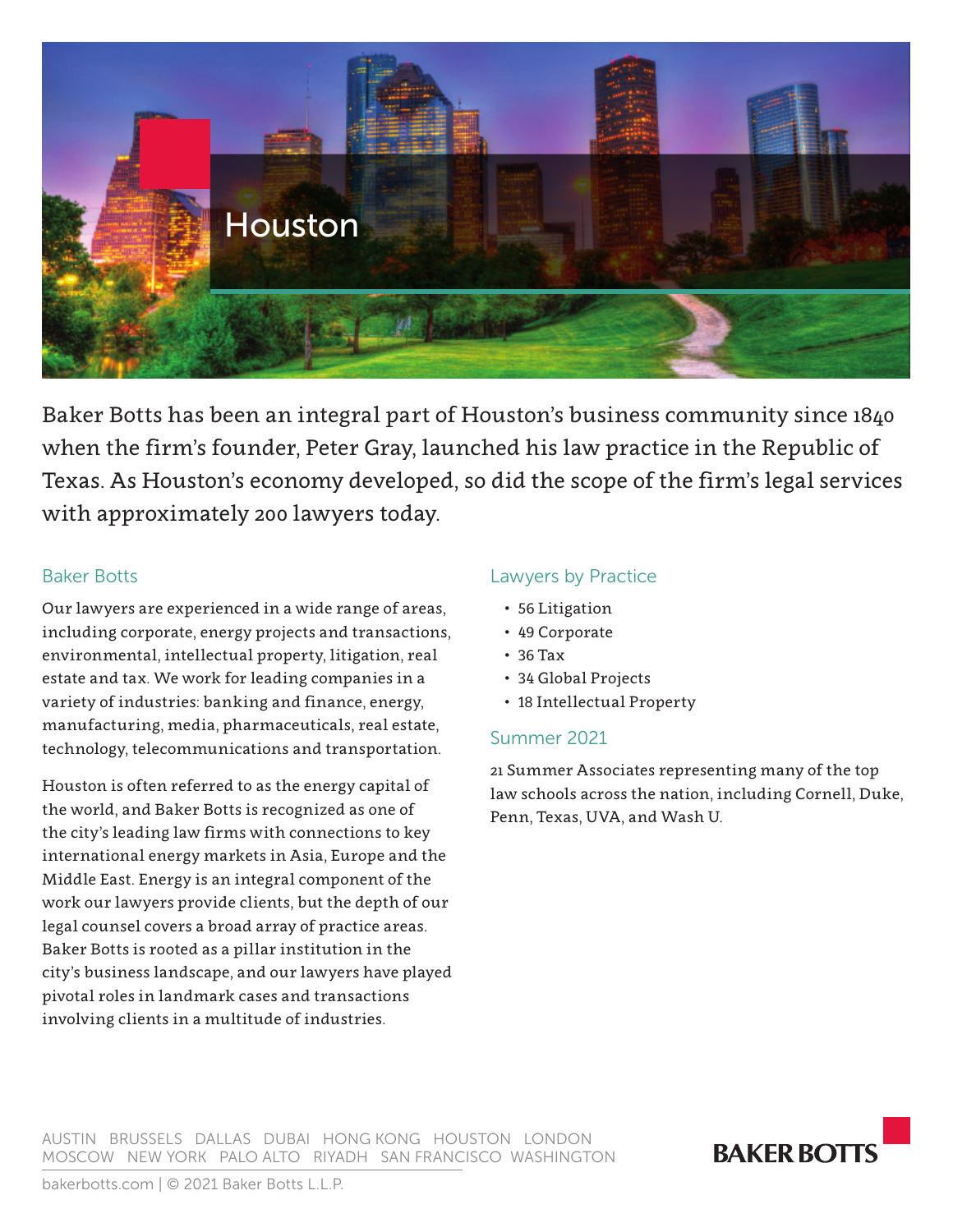# Houston

Baker Botts has been an integral part of Houston's business community since 1840 when the firm's founder, Peter Gray, launched his law practice in the Republic of Texas. As Houston's economy developed, so did the scope of the firm's legal services with approximately 200 lawyers today.

## Baker Botts

Our lawyers are experienced in a wide range of areas, including corporate, energy projects and transactions, environmental, intellectual property, litigation, real estate and tax. We work for leading companies in a variety of industries: banking and finance, energy, manufacturing, media, pharmaceuticals, real estate, technology, telecommunications and transportation.

Houston is often referred to as the energy capital of the world, and Baker Botts is recognized as one of the city's leading law firms with connections to key international energy markets in Asia, Europe and the Middle East. Energy is an integral component of the work our lawyers provide clients, but the depth of our legal counsel covers a broad array of practice areas. Baker Botts is rooted as a pillar institution in the city's business landscape, and our lawyers have played pivotal roles in landmark cases and transactions involving clients in a multitude of industries.

## Lawyers by Practice

- 56 Litigation
- 49 Corporate
- 36 Tax
- 34 Global Projects
- 18 Intellectual Property

## Summer 2021

21 Summer Associates representing many of the top law schools across the nation, including Cornell, Duke, Penn, Texas, UVA, and Wash U.

AUSTIN BRUSSELS DALLAS DUBAI HONG KONG HOUSTON LONDON MOSCOW NEW YORK PALO ALTO RIYADH SAN FRANCISCO WASHINGTON

BAKER BOTTS

bakerbotts.com | © 2021 Baker Botts L.L.P.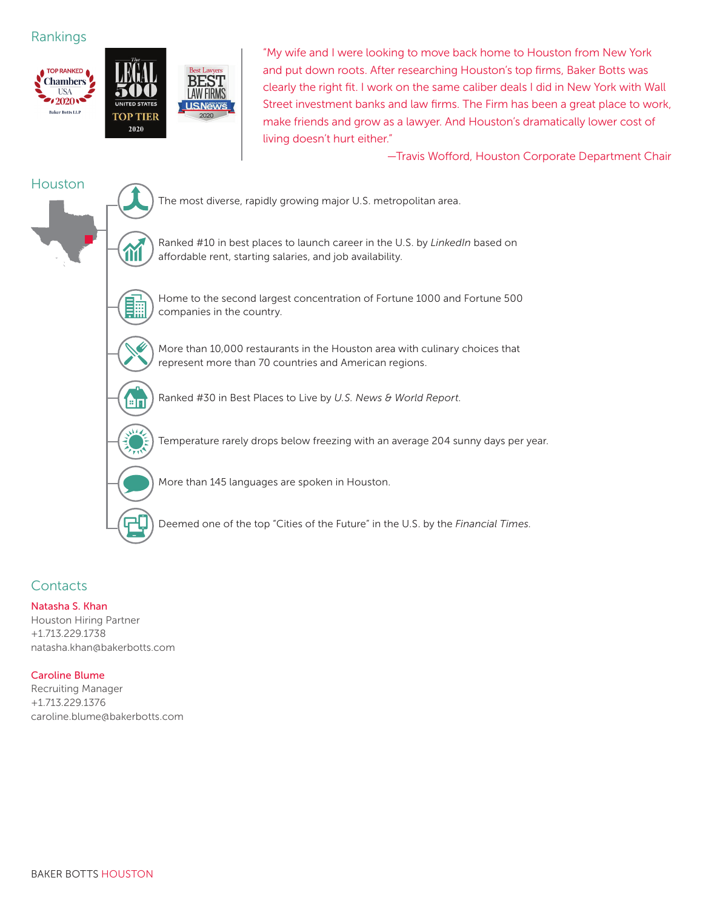## Rankings

"My wife and I were looking to move back home to Houston from New York and put down roots. After researching Houston's top firms, Baker Botts was clearly the right fit. I work on the same caliber deals I did in New York with Wall Street investment banks and law firms. The Firm has been a great place to work, make friends and grow as a lawyer. And Houston's dramatically lower cost of living doesn't hurt either."

—Travis Wofford, Houston Corporate Department Chair

## Houston

- The most diverse, rapidly growing major U.S. metropolitan area.
- Ranked #10 in best places to launch career in the U.S. by *LinkedIn* based on affordable rent, starting salaries, and job availability.
- Home to the second largest concentration of Fortune 1000 and Fortune 500 companies in the country.
- More than 10,000 restaurants in the Houston area with culinary choices that represent more than 70 countries and American regions.
- Ranked #30 in Best Places to Live by *U.S. News & World Report*.
- Temperature rarely drops below freezing with an average 204 sunny days per year.
- More than 145 languages are spoken in Houston.
- Deemed one of the top "Cities of the Future" in the U.S. by the *Financial Times*.

## Contacts

**Natasha S. Khan**
Houston Hiring Partner
+1.713.229.1738
natasha.khan@bakerbotts.com

**Caroline Blume**
Recruiting Manager
+1.713.229.1376
caroline.blume@bakerbotts.com